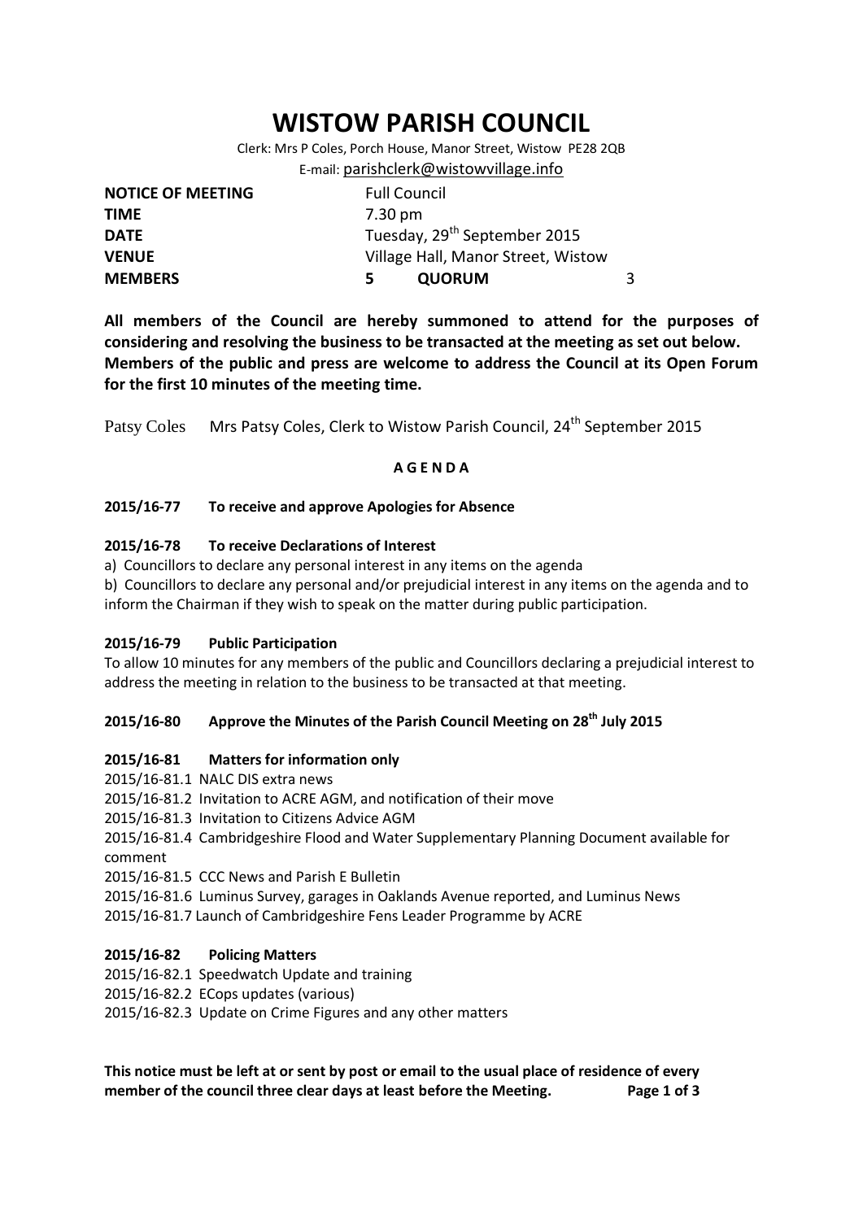# WISTOW PARISH COUNCIL

Clerk: Mrs P Coles, Porch House, Manor Street, Wistow PE28 2QB
E-mail: parishclerk@wistowvillage.info

| | | | |
|---|---|---|---|
| **NOTICE OF MEETING** | Full Council | | |
| **TIME** | 7.30 pm | | |
| **DATE** | Tuesday, 29th September 2015 | | |
| **VENUE** | Village Hall, Manor Street, Wistow | | |
| **MEMBERS** | **5** | **QUORUM** | 3 |

**All members of the Council are hereby summoned to attend for the purposes of considering and resolving the business to be transacted at the meeting as set out below. Members of the public and press are welcome to address the Council at its Open Forum for the first 10 minutes of the meeting time.**

Patsy Coles    Mrs Patsy Coles, Clerk to Wistow Parish Council, 24th September 2015

**A G E N D A**

### 2015/16-77 To receive and approve Apologies for Absence

### 2015/16-78 To receive Declarations of Interest

a) Councillors to declare any personal interest in any items on the agenda

b) Councillors to declare any personal and/or prejudicial interest in any items on the agenda and to inform the Chairman if they wish to speak on the matter during public participation.

### 2015/16-79 Public Participation

To allow 10 minutes for any members of the public and Councillors declaring a prejudicial interest to address the meeting in relation to the business to be transacted at that meeting.

### 2015/16-80 Approve the Minutes of the Parish Council Meeting on 28th July 2015

### 2015/16-81 Matters for information only

2015/16-81.1 NALC DIS extra news

2015/16-81.2 Invitation to ACRE AGM, and notification of their move

2015/16-81.3 Invitation to Citizens Advice AGM

2015/16-81.4 Cambridgeshire Flood and Water Supplementary Planning Document available for comment

2015/16-81.5 CCC News and Parish E Bulletin

2015/16-81.6 Luminus Survey, garages in Oaklands Avenue reported, and Luminus News

2015/16-81.7 Launch of Cambridgeshire Fens Leader Programme by ACRE

### 2015/16-82 Policing Matters

2015/16-82.1 Speedwatch Update and training

2015/16-82.2 ECops updates (various)

2015/16-82.3 Update on Crime Figures and any other matters

**This notice must be left at or sent by post or email to the usual place of residence of every member of the council three clear days at least before the Meeting.**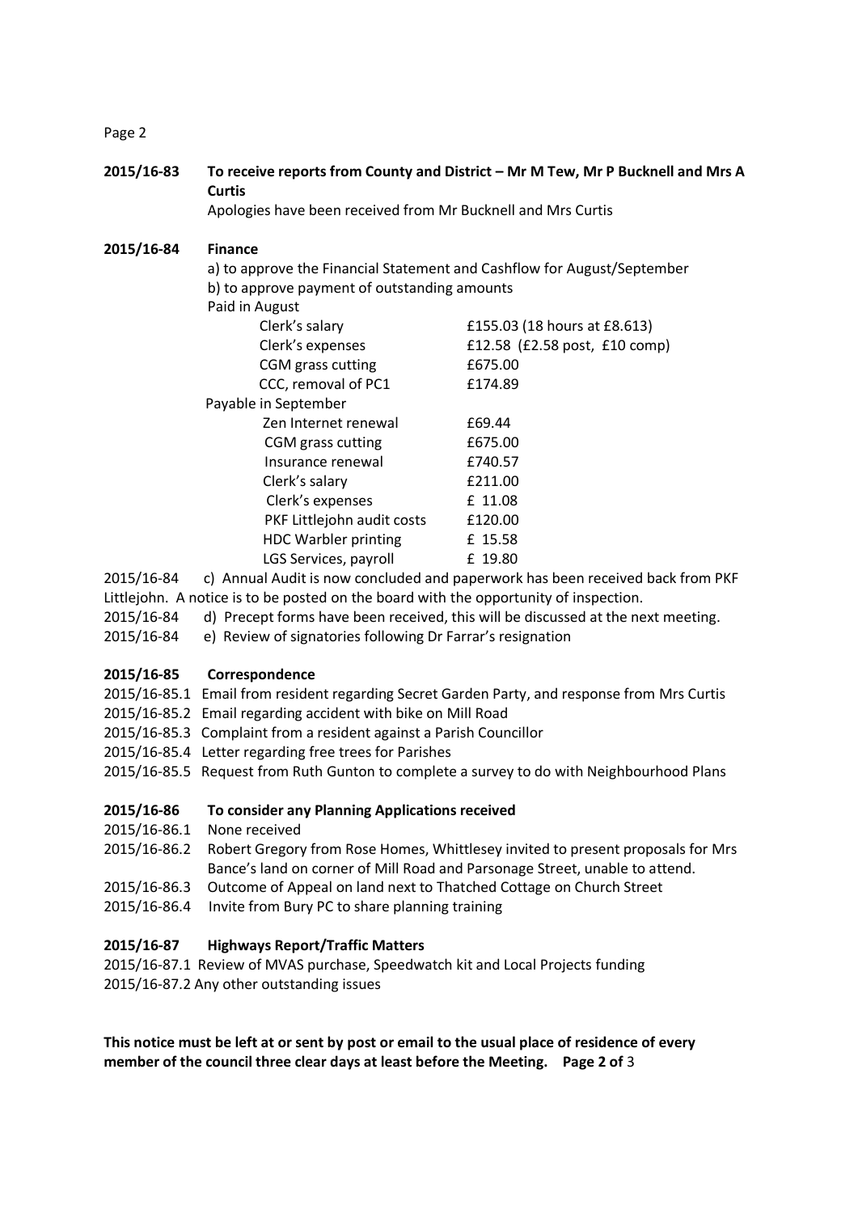**2015/16-83 To receive reports from County and District – Mr M Tew, Mr P Bucknell and Mrs A Curtis**

Apologies have been received from Mr Bucknell and Mrs Curtis

**2015/16-84 Finance**

a) to approve the Financial Statement and Cashflow for August/September

b) to approve payment of outstanding amounts

Paid in August

| | |
|---|---|
| Clerk's salary | £155.03 (18 hours at £8.613) |
| Clerk's expenses | £12.58 (£2.58 post, £10 comp) |
| CGM grass cutting | £675.00 |
| CCC, removal of PC1 | £174.89 |

Payable in September

| | |
|---|---|
| Zen Internet renewal | £69.44 |
| CGM grass cutting | £675.00 |
| Insurance renewal | £740.57 |
| Clerk's salary | £211.00 |
| Clerk's expenses | £ 11.08 |
| PKF Littlejohn audit costs | £120.00 |
| HDC Warbler printing | £ 15.58 |
| LGS Services, payroll | £ 19.80 |

2015/16-84 c) Annual Audit is now concluded and paperwork has been received back from PKF Littlejohn. A notice is to be posted on the board with the opportunity of inspection.

2015/16-84 d) Precept forms have been received, this will be discussed at the next meeting.

2015/16-84 e) Review of signatories following Dr Farrar's resignation

**2015/16-85 Correspondence**

2015/16-85.1 Email from resident regarding Secret Garden Party, and response from Mrs Curtis

2015/16-85.2 Email regarding accident with bike on Mill Road

2015/16-85.3 Complaint from a resident against a Parish Councillor

2015/16-85.4 Letter regarding free trees for Parishes

2015/16-85.5 Request from Ruth Gunton to complete a survey to do with Neighbourhood Plans

**2015/16-86 To consider any Planning Applications received**

2015/16-86.1 None received

2015/16-86.2 Robert Gregory from Rose Homes, Whittlesey invited to present proposals for Mrs Bance's land on corner of Mill Road and Parsonage Street, unable to attend.

2015/16-86.3 Outcome of Appeal on land next to Thatched Cottage on Church Street

2015/16-86.4 Invite from Bury PC to share planning training

**2015/16-87 Highways Report/Traffic Matters**

2015/16-87.1 Review of MVAS purchase, Speedwatch kit and Local Projects funding

2015/16-87.2 Any other outstanding issues

**This notice must be left at or sent by post or email to the usual place of residence of every member of the council three clear days at least before the Meeting.**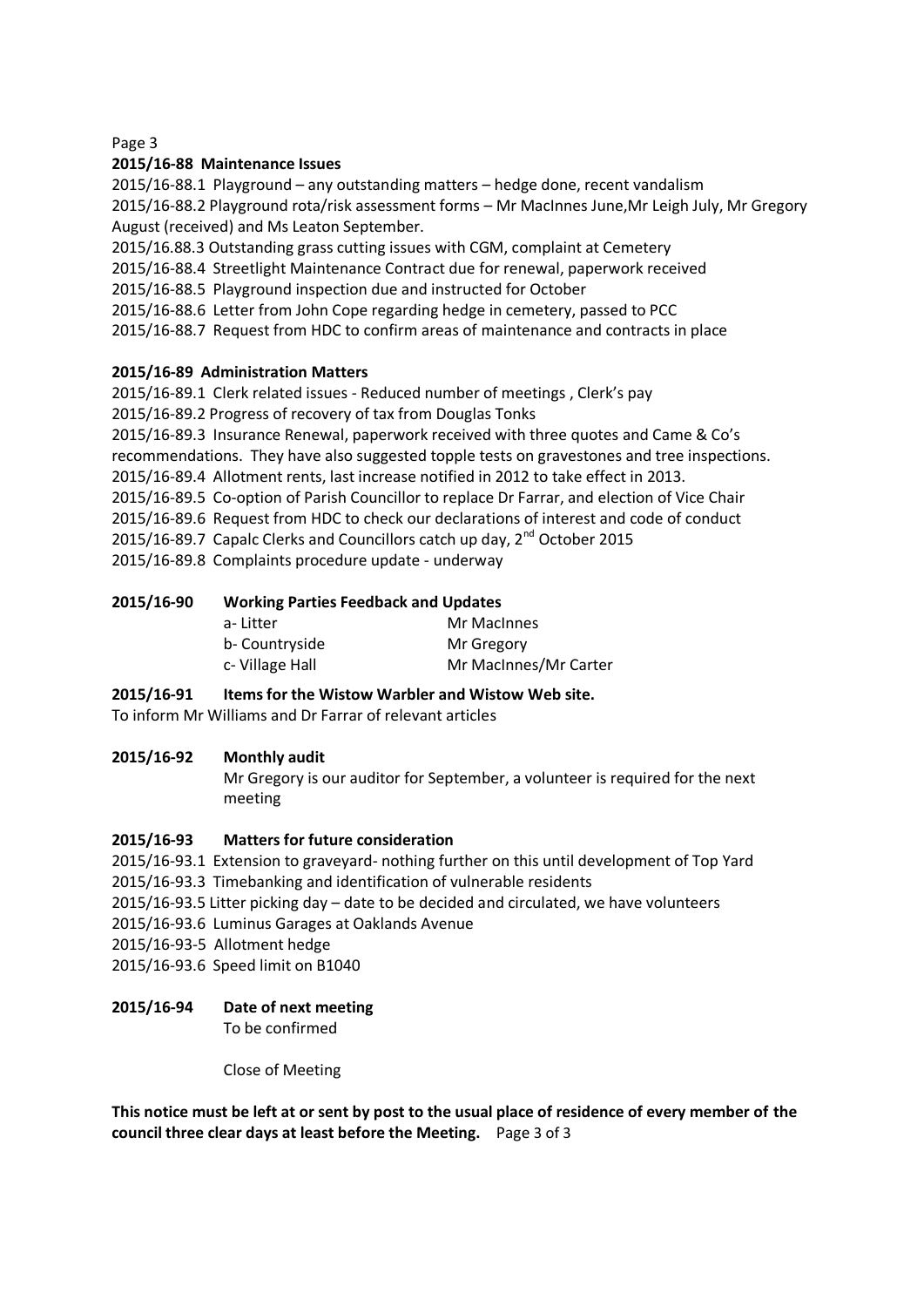**2015/16-88 Maintenance Issues**

2015/16-88.1 Playground – any outstanding matters – hedge done, recent vandalism
2015/16-88.2 Playground rota/risk assessment forms – Mr MacInnes June,Mr Leigh July, Mr Gregory August (received) and Ms Leaton September.
2015/16.88.3 Outstanding grass cutting issues with CGM, complaint at Cemetery
2015/16-88.4 Streetlight Maintenance Contract due for renewal, paperwork received
2015/16-88.5 Playground inspection due and instructed for October
2015/16-88.6 Letter from John Cope regarding hedge in cemetery, passed to PCC
2015/16-88.7 Request from HDC to confirm areas of maintenance and contracts in place

**2015/16-89 Administration Matters**

2015/16-89.1 Clerk related issues - Reduced number of meetings , Clerk's pay
2015/16-89.2 Progress of recovery of tax from Douglas Tonks
2015/16-89.3 Insurance Renewal, paperwork received with three quotes and Came & Co's recommendations. They have also suggested topple tests on gravestones and tree inspections.
2015/16-89.4 Allotment rents, last increase notified in 2012 to take effect in 2013.
2015/16-89.5 Co-option of Parish Councillor to replace Dr Farrar, and election of Vice Chair
2015/16-89.6 Request from HDC to check our declarations of interest and code of conduct
2015/16-89.7 Capalc Clerks and Councillors catch up day, 2nd October 2015
2015/16-89.8 Complaints procedure update - underway

**2015/16-90 Working Parties Feedback and Updates**

| | |
|---|---|
| a- Litter | Mr MacInnes |
| b- Countryside | Mr Gregory |
| c- Village Hall | Mr MacInnes/Mr Carter |

**2015/16-91 Items for the Wistow Warbler and Wistow Web site.**

To inform Mr Williams and Dr Farrar of relevant articles

**2015/16-92 Monthly audit**

Mr Gregory is our auditor for September, a volunteer is required for the next meeting

**2015/16-93 Matters for future consideration**

2015/16-93.1 Extension to graveyard- nothing further on this until development of Top Yard
2015/16-93.3 Timebanking and identification of vulnerable residents
2015/16-93.5 Litter picking day – date to be decided and circulated, we have volunteers
2015/16-93.6 Luminus Garages at Oaklands Avenue
2015/16-93-5 Allotment hedge
2015/16-93.6 Speed limit on B1040

**2015/16-94 Date of next meeting**

To be confirmed

Close of Meeting

**This notice must be left at or sent by post to the usual place of residence of every member of the council three clear days at least before the Meeting.**